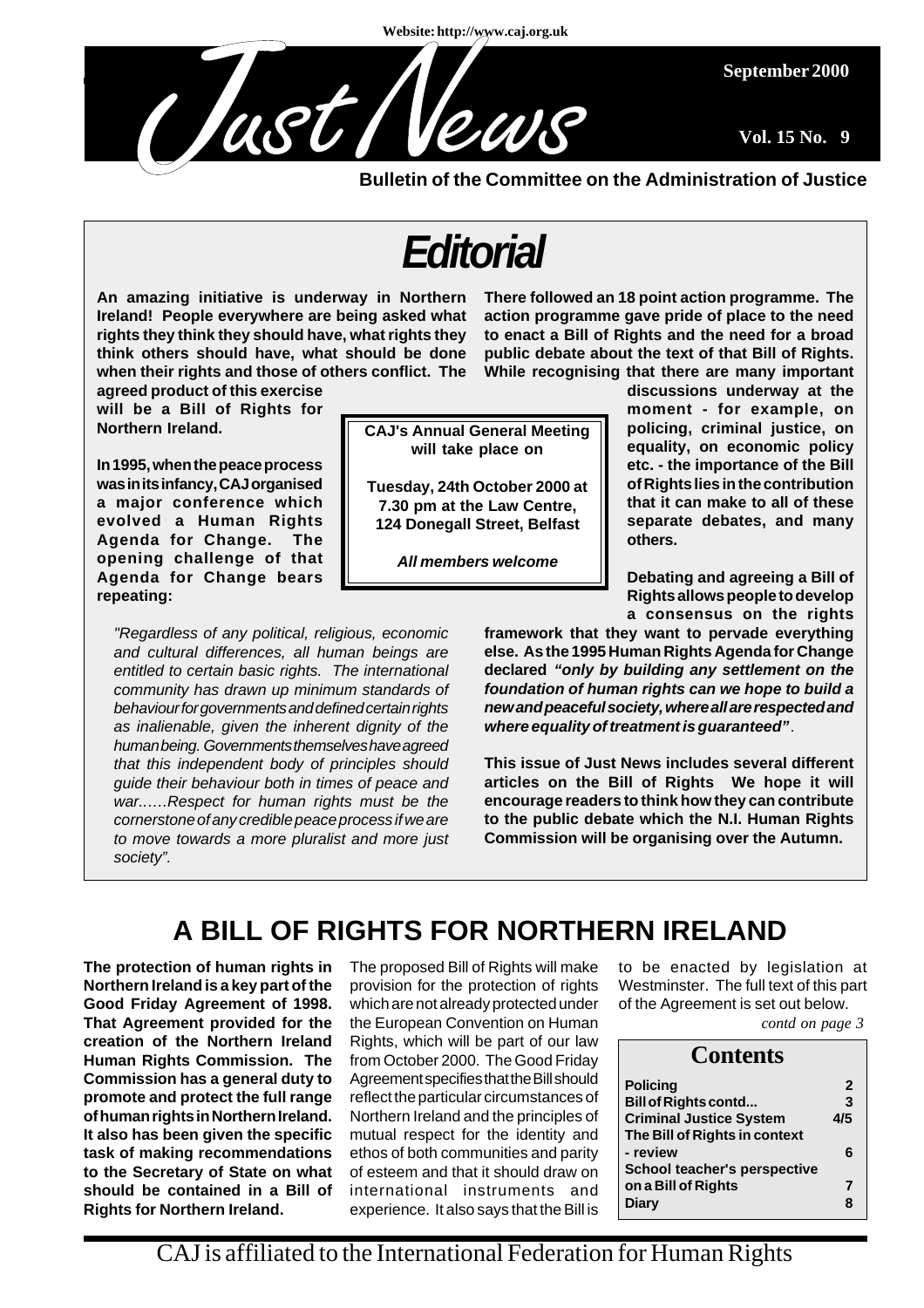Website: http://www.caj.org.uk

# Just News

September 2000

Vol. 15 No. 9

**Bulletin of the Committee on the Administration of Justice**

## Editorial

**An amazing initiative is underway in Northern Ireland! People everywhere are being asked what rights they think they should have, what rights they think others should have, what should be done when their rights and those of others conflict. The agreed product of this exercise will be a Bill of Rights for Northern Ireland.**

**In 1995, when the peace process was in its infancy, CAJ organised a major conference which evolved a Human Rights Agenda for Change. The opening challenge of that Agenda for Change bears repeating:**

*"Regardless of any political, religious, economic and cultural differences, all human beings are entitled to certain basic rights. The international community has drawn up minimum standards of behaviour for governments and defined certain rights as inalienable, given the inherent dignity of the human being. Governments themselves have agreed that this independent body of principles should guide their behaviour both in times of peace and war……Respect for human rights must be the cornerstone of any credible peace process if we are to move towards a more pluralist and more just society".*

**There followed an 18 point action programme. The action programme gave pride of place to the need to enact a Bill of Rights and the need for a broad public debate about the text of that Bill of Rights. While recognising that there are many important discussions underway at the moment - for example, on policing, criminal justice, on equality, on economic policy etc. - the importance of the Bill of Rights lies in the contribution that it can make to all of these separate debates, and many others.**

**Debating and agreeing a Bill of Rights allows people to develop a consensus on the rights framework that they want to pervade everything else. As the 1995 Human Rights Agenda for Change declared *"only by building any settlement on the foundation of human rights can we hope to build a new and peaceful society, where all are respected and where equality of treatment is guaranteed"*.**

**This issue of Just News includes several different articles on the Bill of Rights We hope it will encourage readers to think how they can contribute to the public debate which the N.I. Human Rights Commission will be organising over the Autumn.**

> **CAJ's Annual General Meeting will take place on**
>
> **Tuesday, 24th October 2000 at 7.30 pm at the Law Centre, 124 Donegall Street, Belfast**
>
> ***All members welcome***

## A BILL OF RIGHTS FOR NORTHERN IRELAND

**The protection of human rights in Northern Ireland is a key part of the Good Friday Agreement of 1998. That Agreement provided for the creation of the Northern Ireland Human Rights Commission. The Commission has a general duty to promote and protect the full range of human rights in Northern Ireland. It also has been given the specific task of making recommendations to the Secretary of State on what should be contained in a Bill of Rights for Northern Ireland.**

The proposed Bill of Rights will make provision for the protection of rights which are not already protected under the European Convention on Human Rights, which will be part of our law from October 2000. The Good Friday Agreement specifies that the Bill should reflect the particular circumstances of Northern Ireland and the principles of mutual respect for the identity and ethos of both communities and parity of esteem and that it should draw on international instruments and experience. It also says that the Bill is to be enacted by legislation at Westminster. The full text of this part of the Agreement is set out below.

*contd on page 3*

### Contents

| | |
|---|---|
| **Policing** | **2** |
| **Bill of Rights contd...** | **3** |
| **Criminal Justice System** | **4/5** |
| **The Bill of Rights in context - review** | **6** |
| **School teacher's perspective on a Bill of Rights** | **7** |
| **Diary** | **8** |

CAJ is affiliated to the International Federation for Human Rights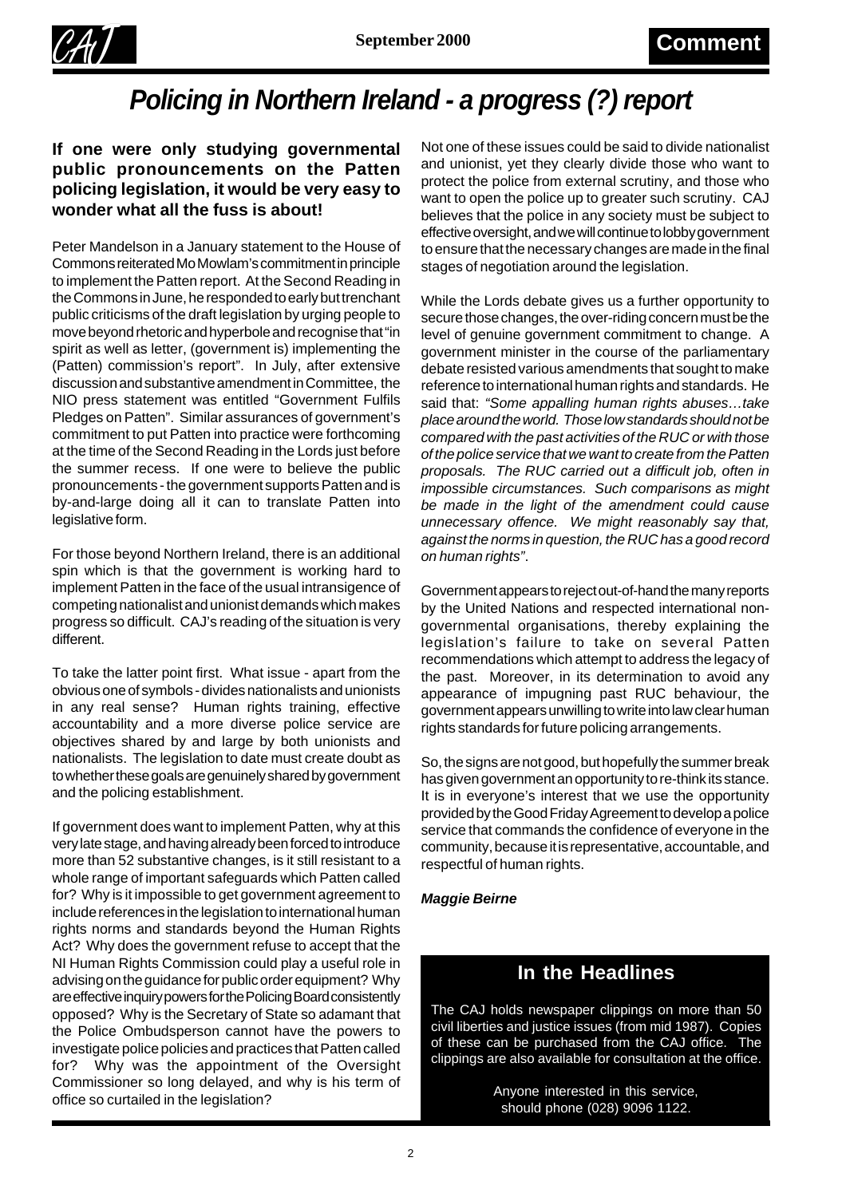# Policing in Northern Ireland - a progress (?) report

**If one were only studying governmental public pronouncements on the Patten policing legislation, it would be very easy to wonder what all the fuss is about!**

Peter Mandelson in a January statement to the House of Commons reiterated Mo Mowlam's commitment in principle to implement the Patten report. At the Second Reading in the Commons in June, he responded to early but trenchant public criticisms of the draft legislation by urging people to move beyond rhetoric and hyperbole and recognise that "in spirit as well as letter, (government is) implementing the (Patten) commission's report". In July, after extensive discussion and substantive amendment in Committee, the NIO press statement was entitled "Government Fulfils Pledges on Patten". Similar assurances of government's commitment to put Patten into practice were forthcoming at the time of the Second Reading in the Lords just before the summer recess. If one were to believe the public pronouncements - the government supports Patten and is by-and-large doing all it can to translate Patten into legislative form.

For those beyond Northern Ireland, there is an additional spin which is that the government is working hard to implement Patten in the face of the usual intransigence of competing nationalist and unionist demands which makes progress so difficult. CAJ's reading of the situation is very different.

To take the latter point first. What issue - apart from the obvious one of symbols - divides nationalists and unionists in any real sense? Human rights training, effective accountability and a more diverse police service are objectives shared by and large by both unionists and nationalists. The legislation to date must create doubt as to whether these goals are genuinely shared by government and the policing establishment.

If government does want to implement Patten, why at this very late stage, and having already been forced to introduce more than 52 substantive changes, is it still resistant to a whole range of important safeguards which Patten called for? Why is it impossible to get government agreement to include references in the legislation to international human rights norms and standards beyond the Human Rights Act? Why does the government refuse to accept that the NI Human Rights Commission could play a useful role in advising on the guidance for public order equipment? Why are effective inquiry powers for the Policing Board consistently opposed? Why is the Secretary of State so adamant that the Police Ombudsperson cannot have the powers to investigate police policies and practices that Patten called for? Why was the appointment of the Oversight Commissioner so long delayed, and why is his term of office so curtailed in the legislation?

Not one of these issues could be said to divide nationalist and unionist, yet they clearly divide those who want to protect the police from external scrutiny, and those who want to open the police up to greater such scrutiny. CAJ believes that the police in any society must be subject to effective oversight, and we will continue to lobby government to ensure that the necessary changes are made in the final stages of negotiation around the legislation.

While the Lords debate gives us a further opportunity to secure those changes, the over-riding concern must be the level of genuine government commitment to change. A government minister in the course of the parliamentary debate resisted various amendments that sought to make reference to international human rights and standards. He said that: *"Some appalling human rights abuses…take place around the world. Those low standards should not be compared with the past activities of the RUC or with those of the police service that we want to create from the Patten proposals. The RUC carried out a difficult job, often in impossible circumstances. Such comparisons as might be made in the light of the amendment could cause unnecessary offence. We might reasonably say that, against the norms in question, the RUC has a good record on human rights"*.

Government appears to reject out-of-hand the many reports by the United Nations and respected international non-governmental organisations, thereby explaining the legislation's failure to take on several Patten recommendations which attempt to address the legacy of the past. Moreover, in its determination to avoid any appearance of impugning past RUC behaviour, the government appears unwilling to write into law clear human rights standards for future policing arrangements.

So, the signs are not good, but hopefully the summer break has given government an opportunity to re-think its stance. It is in everyone's interest that we use the opportunity provided by the Good Friday Agreement to develop a police service that commands the confidence of everyone in the community, because it is representative, accountable, and respectful of human rights.

***Maggie Beirne***

## In the Headlines

The CAJ holds newspaper clippings on more than 50 civil liberties and justice issues (from mid 1987). Copies of these can be purchased from the CAJ office. The clippings are also available for consultation at the office.

Anyone interested in this service, should phone (028) 9096 1122.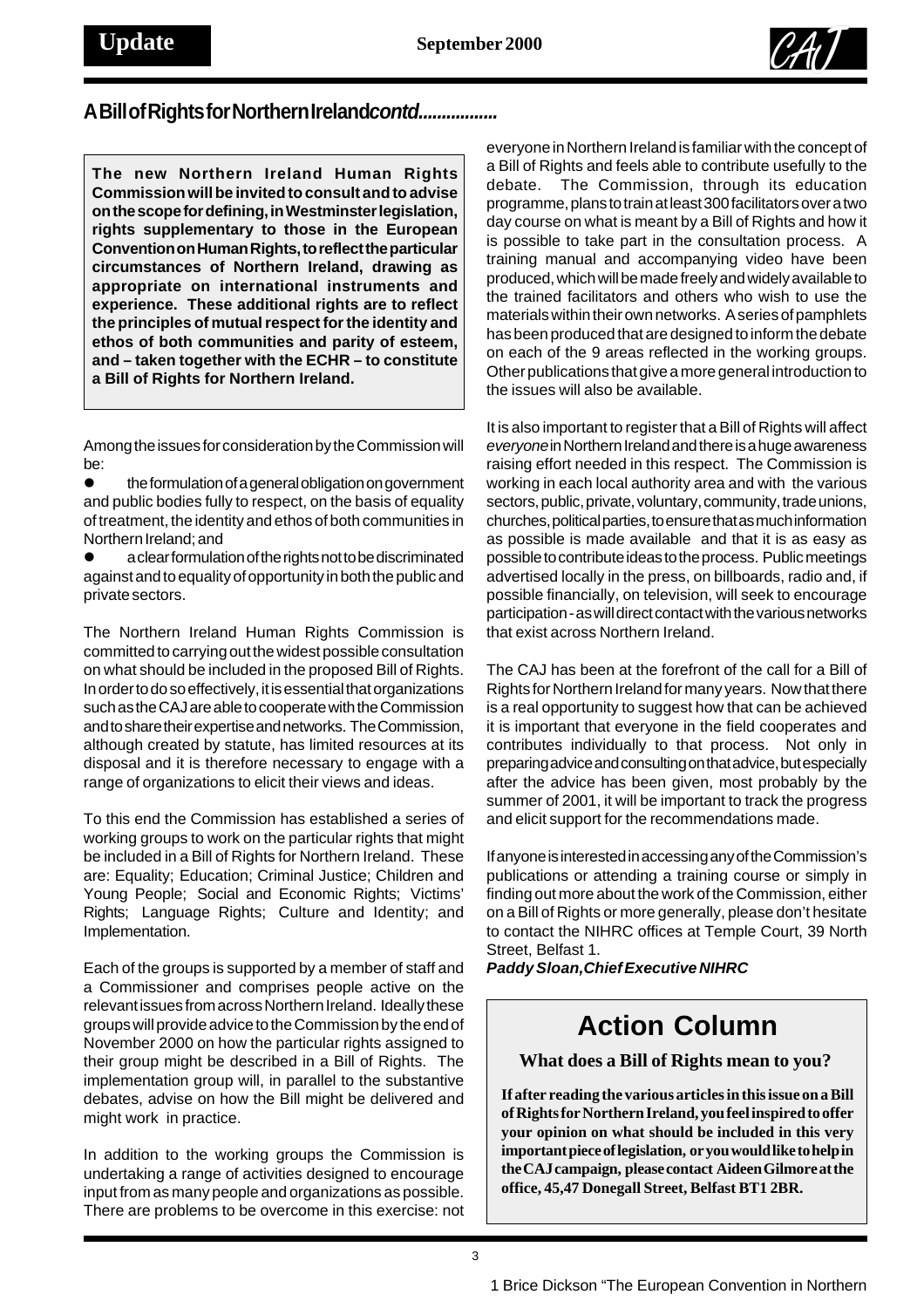## A Bill of Rights for Northern Ireland *contd.................*

**The new Northern Ireland Human Rights Commission will be invited to consult and to advise on the scope for defining, in Westminster legislation, rights supplementary to those in the European Convention on Human Rights, to reflect the particular circumstances of Northern Ireland, drawing as appropriate on international instruments and experience. These additional rights are to reflect the principles of mutual respect for the identity and ethos of both communities and parity of esteem, and – taken together with the ECHR – to constitute a Bill of Rights for Northern Ireland.**

Among the issues for consideration by the Commission will be:

- the formulation of a general obligation on government and public bodies fully to respect, on the basis of equality of treatment, the identity and ethos of both communities in Northern Ireland; and
- a clear formulation of the rights not to be discriminated against and to equality of opportunity in both the public and private sectors.

The Northern Ireland Human Rights Commission is committed to carrying out the widest possible consultation on what should be included in the proposed Bill of Rights. In order to do so effectively, it is essential that organizations such as the CAJ are able to cooperate with the Commission and to share their expertise and networks. The Commission, although created by statute, has limited resources at its disposal and it is therefore necessary to engage with a range of organizations to elicit their views and ideas.

To this end the Commission has established a series of working groups to work on the particular rights that might be included in a Bill of Rights for Northern Ireland. These are: Equality; Education; Criminal Justice; Children and Young People; Social and Economic Rights; Victims' Rights; Language Rights; Culture and Identity; and Implementation.

Each of the groups is supported by a member of staff and a Commissioner and comprises people active on the relevant issues from across Northern Ireland. Ideally these groups will provide advice to the Commission by the end of November 2000 on how the particular rights assigned to their group might be described in a Bill of Rights. The implementation group will, in parallel to the substantive debates, advise on how the Bill might be delivered and might work in practice.

In addition to the working groups the Commission is undertaking a range of activities designed to encourage input from as many people and organizations as possible. There are problems to be overcome in this exercise: not everyone in Northern Ireland is familiar with the concept of a Bill of Rights and feels able to contribute usefully to the debate. The Commission, through its education programme, plans to train at least 300 facilitators over a two day course on what is meant by a Bill of Rights and how it is possible to take part in the consultation process. A training manual and accompanying video have been produced, which will be made freely and widely available to the trained facilitators and others who wish to use the materials within their own networks. A series of pamphlets has been produced that are designed to inform the debate on each of the 9 areas reflected in the working groups. Other publications that give a more general introduction to the issues will also be available.

It is also important to register that a Bill of Rights will affect *everyone* in Northern Ireland and there is a huge awareness raising effort needed in this respect. The Commission is working in each local authority area and with the various sectors, public, private, voluntary, community, trade unions, churches, political parties, to ensure that as much information as possible is made available and that it is as easy as possible to contribute ideas to the process. Public meetings advertised locally in the press, on billboards, radio and, if possible financially, on television, will seek to encourage participation - as will direct contact with the various networks that exist across Northern Ireland.

The CAJ has been at the forefront of the call for a Bill of Rights for Northern Ireland for many years. Now that there is a real opportunity to suggest how that can be achieved it is important that everyone in the field cooperates and contributes individually to that process. Not only in preparing advice and consulting on that advice, but especially after the advice has been given, most probably by the summer of 2001, it will be important to track the progress and elicit support for the recommendations made.

If anyone is interested in accessing any of the Commission's publications or attending a training course or simply in finding out more about the work of the Commission, either on a Bill of Rights or more generally, please don't hesitate to contact the NIHRC offices at Temple Court, 39 North Street, Belfast 1.

***Paddy Sloan, Chief Executive NIHRC***

## Action Column

**What does a Bill of Rights mean to you?**

**If after reading the various articles in this issue on a Bill of Rights for Northern Ireland, you feel inspired to offer your opinion on what should be included in this very important piece of legislation, or you would like to help in the CAJ campaign, please contact Aideen Gilmore at the office, 45,47 Donegall Street, Belfast BT1 2BR.**

1 Brice Dickson "The European Convention in Northern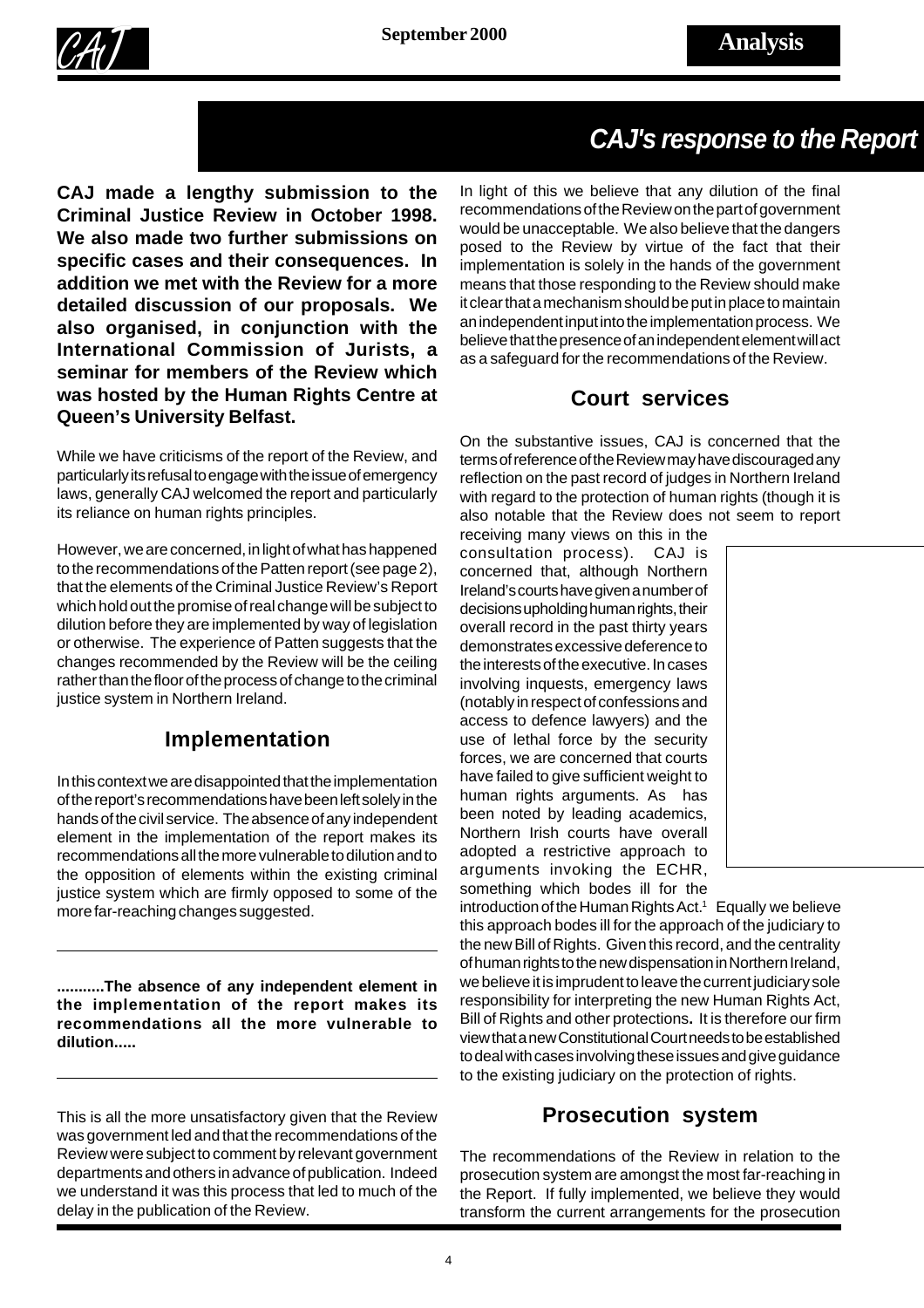## CAJ's response to the Report

**CAJ made a lengthy submission to the Criminal Justice Review in October 1998. We also made two further submissions on specific cases and their consequences. In addition we met with the Review for a more detailed discussion of our proposals. We also organised, in conjunction with the International Commission of Jurists, a seminar for members of the Review which was hosted by the Human Rights Centre at Queen's University Belfast.**

While we have criticisms of the report of the Review, and particularly its refusal to engage with the issue of emergency laws, generally CAJ welcomed the report and particularly its reliance on human rights principles.

However, we are concerned, in light of what has happened to the recommendations of the Patten report (see page 2), that the elements of the Criminal Justice Review's Report which hold out the promise of real change will be subject to dilution before they are implemented by way of legislation or otherwise. The experience of Patten suggests that the changes recommended by the Review will be the ceiling rather than the floor of the process of change to the criminal justice system in Northern Ireland.

### Implementation

In this context we are disappointed that the implementation of the report's recommendations have been left solely in the hands of the civil service. The absence of any independent element in the implementation of the report makes its recommendations all the more vulnerable to dilution and to the opposition of elements within the existing criminal justice system which are firmly opposed to some of the more far-reaching changes suggested.

**...........The absence of any independent element in the implementation of the report makes its recommendations all the more vulnerable to dilution.....**

This is all the more unsatisfactory given that the Review was government led and that the recommendations of the Review were subject to comment by relevant government departments and others in advance of publication. Indeed we understand it was this process that led to much of the delay in the publication of the Review.

In light of this we believe that any dilution of the final recommendations of the Review on the part of government would be unacceptable. We also believe that the dangers posed to the Review by virtue of the fact that their implementation is solely in the hands of the government means that those responding to the Review should make it clear that a mechanism should be put in place to maintain an independent input into the implementation process. We believe that the presence of an independent element will act as a safeguard for the recommendations of the Review.

### Court services

On the substantive issues, CAJ is concerned that the terms of reference of the Review may have discouraged any reflection on the past record of judges in Northern Ireland with regard to the protection of human rights (though it is also notable that the Review does not seem to report receiving many views on this in the consultation process). CAJ is concerned that, although Northern Ireland's courts have given a number of decisions upholding human rights, their overall record in the past thirty years demonstrates excessive deference to the interests of the executive. In cases involving inquests, emergency laws (notably in respect of confessions and access to defence lawyers) and the use of lethal force by the security forces, we are concerned that courts have failed to give sufficient weight to human rights arguments. As has been noted by leading academics, Northern Irish courts have overall adopted a restrictive approach to arguments invoking the ECHR, something which bodes ill for the introduction of the Human Rights Act.[1] Equally we believe this approach bodes ill for the approach of the judiciary to the new Bill of Rights. Given this record, and the centrality of human rights to the new dispensation in Northern Ireland, we believe it is imprudent to leave the current judiciary sole responsibility for interpreting the new Human Rights Act, Bill of Rights and other protections**.** It is therefore our firm view that a new Constitutional Court needs to be established to deal with cases involving these issues and give guidance to the existing judiciary on the protection of rights.

### Prosecution system

The recommendations of the Review in relation to the prosecution system are amongst the most far-reaching in the Report. If fully implemented, we believe they would transform the current arrangements for the prosecution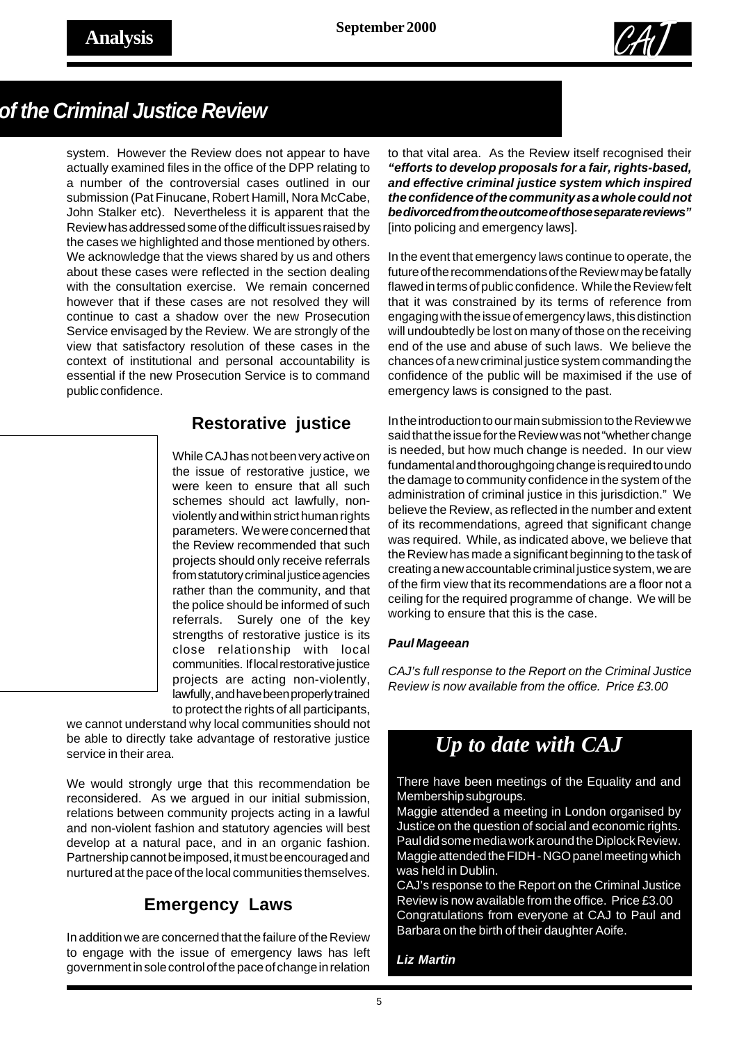## of the Criminal Justice Review

system. However the Review does not appear to have actually examined files in the office of the DPP relating to a number of the controversial cases outlined in our submission (Pat Finucane, Robert Hamill, Nora McCabe, John Stalker etc). Nevertheless it is apparent that the Review has addressed some of the difficult issues raised by the cases we highlighted and those mentioned by others. We acknowledge that the views shared by us and others about these cases were reflected in the section dealing with the consultation exercise. We remain concerned however that if these cases are not resolved they will continue to cast a shadow over the new Prosecution Service envisaged by the Review. We are strongly of the view that satisfactory resolution of these cases in the context of institutional and personal accountability is essential if the new Prosecution Service is to command public confidence.

### Restorative justice

While CAJ has not been very active on the issue of restorative justice, we were keen to ensure that all such schemes should act lawfully, non-violently and within strict human rights parameters. We were concerned that the Review recommended that such projects should only receive referrals from statutory criminal justice agencies rather than the community, and that the police should be informed of such referrals. Surely one of the key strengths of restorative justice is its close relationship with local communities. If local restorative justice projects are acting non-violently, lawfully, and have been properly trained to protect the rights of all participants, we cannot understand why local communities should not be able to directly take advantage of restorative justice service in their area.

We would strongly urge that this recommendation be reconsidered. As we argued in our initial submission, relations between community projects acting in a lawful and non-violent fashion and statutory agencies will best develop at a natural pace, and in an organic fashion. Partnership cannot be imposed, it must be encouraged and nurtured at the pace of the local communities themselves.

### Emergency Laws

In addition we are concerned that the failure of the Review to engage with the issue of emergency laws has left government in sole control of the pace of change in relation to that vital area. As the Review itself recognised their ***"efforts to develop proposals for a fair, rights-based, and effective criminal justice system which inspired the confidence of the community as a whole could not be divorced from the outcome of those separate reviews"*** [into policing and emergency laws].

In the event that emergency laws continue to operate, the future of the recommendations of the Review may be fatally flawed in terms of public confidence. While the Review felt that it was constrained by its terms of reference from engaging with the issue of emergency laws, this distinction will undoubtedly be lost on many of those on the receiving end of the use and abuse of such laws. We believe the chances of a new criminal justice system commanding the confidence of the public will be maximised if the use of emergency laws is consigned to the past.

In the introduction to our main submission to the Review we said that the issue for the Review was not "whether change is needed, but how much change is needed. In our view fundamental and thoroughgoing change is required to undo the damage to community confidence in the system of the administration of criminal justice in this jurisdiction." We believe the Review, as reflected in the number and extent of its recommendations, agreed that significant change was required. While, as indicated above, we believe that the Review has made a significant beginning to the task of creating a new accountable criminal justice system, we are of the firm view that its recommendations are a floor not a ceiling for the required programme of change. We will be working to ensure that this is the case.

***Paul Mageean***

*CAJ's full response to the Report on the Criminal Justice Review is now available from the office. Price £3.00*

## *Up to date with CAJ*

There have been meetings of the Equality and and Membership subgroups.

Maggie attended a meeting in London organised by Justice on the question of social and economic rights.

Paul did some media work around the Diplock Review.

Maggie attended the FIDH - NGO panel meeting which was held in Dublin.

CAJ's response to the Report on the Criminal Justice Review is now available from the office. Price £3.00

Congratulations from everyone at CAJ to Paul and Barbara on the birth of their daughter Aoife.

***Liz Martin***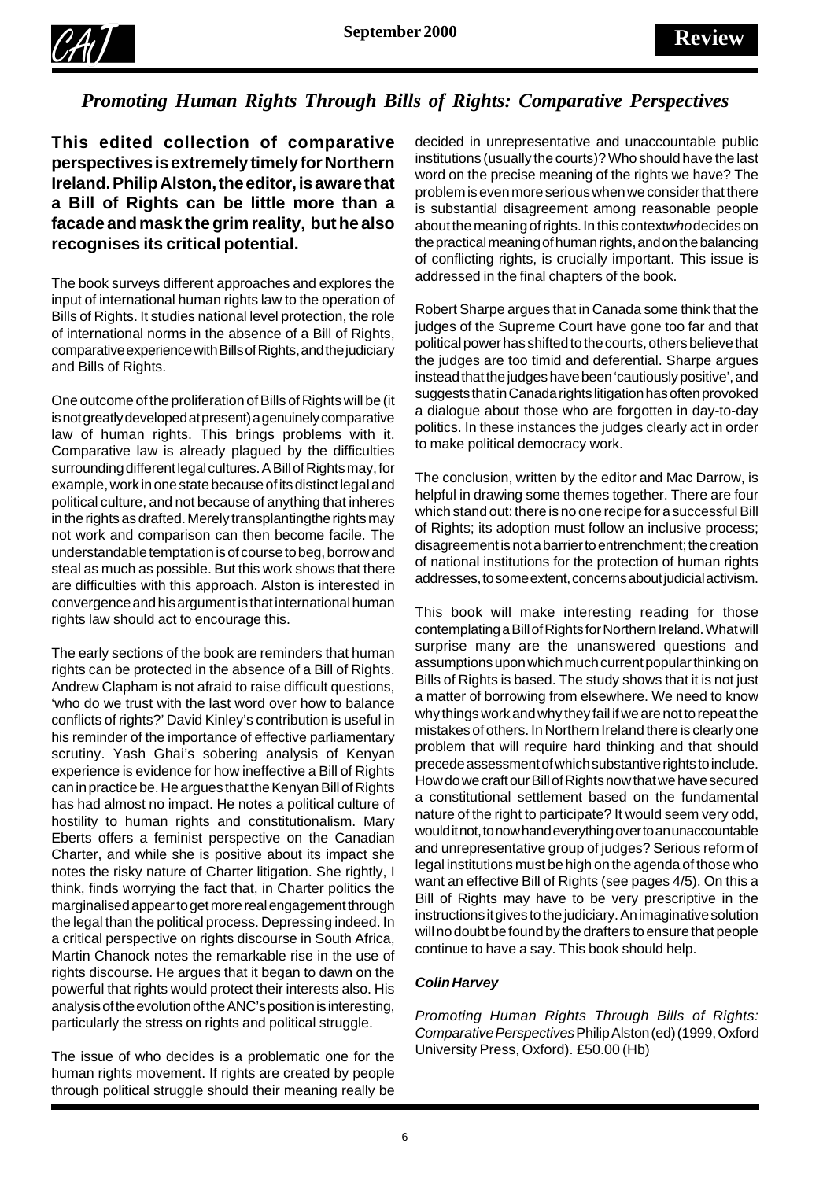# *Promoting Human Rights Through Bills of Rights: Comparative Perspectives*

**This edited collection of comparative perspectives is extremely timely for Northern Ireland. Philip Alston, the editor, is aware that a Bill of Rights can be little more than a facade and mask the grim reality, but he also recognises its critical potential.**

The book surveys different approaches and explores the input of international human rights law to the operation of Bills of Rights. It studies national level protection, the role of international norms in the absence of a Bill of Rights, comparative experience with Bills of Rights, and the judiciary and Bills of Rights.

One outcome of the proliferation of Bills of Rights will be (it is not greatly developed at present) a genuinely comparative law of human rights. This brings problems with it. Comparative law is already plagued by the difficulties surrounding different legal cultures. A Bill of Rights may, for example, work in one state because of its distinct legal and political culture, and not because of anything that inheres in the rights as drafted. Merely transplanting the rights may not work and comparison can then become facile. The understandable temptation is of course to beg, borrow and steal as much as possible. But this work shows that there are difficulties with this approach. Alston is interested in convergence and his argument is that international human rights law should act to encourage this.

The early sections of the book are reminders that human rights can be protected in the absence of a Bill of Rights. Andrew Clapham is not afraid to raise difficult questions, 'who do we trust with the last word over how to balance conflicts of rights?' David Kinley's contribution is useful in his reminder of the importance of effective parliamentary scrutiny. Yash Ghai's sobering analysis of Kenyan experience is evidence for how ineffective a Bill of Rights can in practice be. He argues that the Kenyan Bill of Rights has had almost no impact. He notes a political culture of hostility to human rights and constitutionalism. Mary Eberts offers a feminist perspective on the Canadian Charter, and while she is positive about its impact she notes the risky nature of Charter litigation. She rightly, I think, finds worrying the fact that, in Charter politics the marginalised appear to get more real engagement through the legal than the political process. Depressing indeed. In a critical perspective on rights discourse in South Africa, Martin Chanock notes the remarkable rise in the use of rights discourse. He argues that it began to dawn on the powerful that rights would protect their interests also. His analysis of the evolution of the ANC's position is interesting, particularly the stress on rights and political struggle.

The issue of who decides is a problematic one for the human rights movement. If rights are created by people through political struggle should their meaning really be decided in unrepresentative and unaccountable public institutions (usually the courts)? Who should have the last word on the precise meaning of the rights we have? The problem is even more serious when we consider that there is substantial disagreement among reasonable people about the meaning of rights. In this context *who* decides on the practical meaning of human rights, and on the balancing of conflicting rights, is crucially important. This issue is addressed in the final chapters of the book.

Robert Sharpe argues that in Canada some think that the judges of the Supreme Court have gone too far and that political power has shifted to the courts, others believe that the judges are too timid and deferential. Sharpe argues instead that the judges have been 'cautiously positive', and suggests that in Canada rights litigation has often provoked a dialogue about those who are forgotten in day-to-day politics. In these instances the judges clearly act in order to make political democracy work.

The conclusion, written by the editor and Mac Darrow, is helpful in drawing some themes together. There are four which stand out: there is no one recipe for a successful Bill of Rights; its adoption must follow an inclusive process; disagreement is not a barrier to entrenchment; the creation of national institutions for the protection of human rights addresses, to some extent, concerns about judicial activism.

This book will make interesting reading for those contemplating a Bill of Rights for Northern Ireland. What will surprise many are the unanswered questions and assumptions upon which much current popular thinking on Bills of Rights is based. The study shows that it is not just a matter of borrowing from elsewhere. We need to know why things work and why they fail if we are not to repeat the mistakes of others. In Northern Ireland there is clearly one problem that will require hard thinking and that should precede assessment of which substantive rights to include. How do we craft our Bill of Rights now that we have secured a constitutional settlement based on the fundamental nature of the right to participate? It would seem very odd, would it not, to now hand everything over to an unaccountable and unrepresentative group of judges? Serious reform of legal institutions must be high on the agenda of those who want an effective Bill of Rights (see pages 4/5). On this a Bill of Rights may have to be very prescriptive in the instructions it gives to the judiciary. An imaginative solution will no doubt be found by the drafters to ensure that people continue to have a say. This book should help.

***Colin Harvey***

*Promoting Human Rights Through Bills of Rights: Comparative Perspectives* Philip Alston (ed) (1999, Oxford University Press, Oxford). £50.00 (Hb)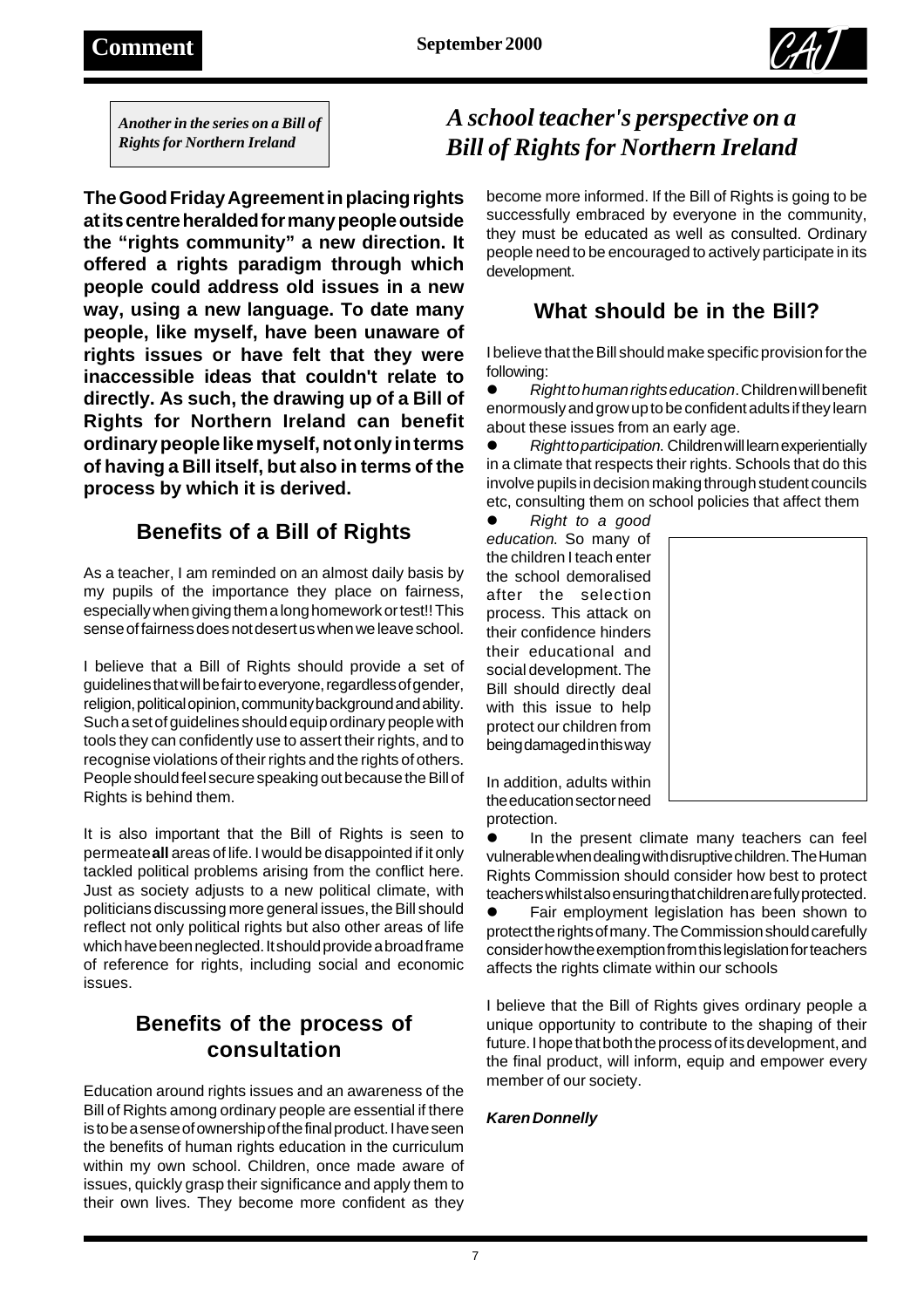*Another in the series on a Bill of Rights for Northern Ireland*

# *A school teacher's perspective on a Bill of Rights for Northern Ireland*

**The Good Friday Agreement in placing rights at its centre heralded for many people outside the "rights community" a new direction. It offered a rights paradigm through which people could address old issues in a new way, using a new language. To date many people, like myself, have been unaware of rights issues or have felt that they were inaccessible ideas that couldn't relate to directly. As such, the drawing up of a Bill of Rights for Northern Ireland can benefit ordinary people like myself, not only in terms of having a Bill itself, but also in terms of the process by which it is derived.**

## Benefits of a Bill of Rights

As a teacher, I am reminded on an almost daily basis by my pupils of the importance they place on fairness, especially when giving them a long homework or test!! This sense of fairness does not desert us when we leave school.

I believe that a Bill of Rights should provide a set of guidelines that will be fair to everyone, regardless of gender, religion, political opinion, community background and ability. Such a set of guidelines should equip ordinary people with tools they can confidently use to assert their rights, and to recognise violations of their rights and the rights of others. People should feel secure speaking out because the Bill of Rights is behind them.

It is also important that the Bill of Rights is seen to permeate **all** areas of life. I would be disappointed if it only tackled political problems arising from the conflict here. Just as society adjusts to a new political climate, with politicians discussing more general issues, the Bill should reflect not only political rights but also other areas of life which have been neglected. It should provide a broad frame of reference for rights, including social and economic issues.

## Benefits of the process of consultation

Education around rights issues and an awareness of the Bill of Rights among ordinary people are essential if there is to be a sense of ownership of the final product. I have seen the benefits of human rights education in the curriculum within my own school. Children, once made aware of issues, quickly grasp their significance and apply them to their own lives. They become more confident as they become more informed. If the Bill of Rights is going to be successfully embraced by everyone in the community, they must be educated as well as consulted. Ordinary people need to be encouraged to actively participate in its development.

## What should be in the Bill?

I believe that the Bill should make specific provision for the following:

- *Right to human rights education*. Children will benefit enormously and grow up to be confident adults if they learn about these issues from an early age.
- *Right to participation.* Children will learn experientially in a climate that respects their rights. Schools that do this involve pupils in decision making through student councils etc, consulting them on school policies that affect them
- *Right to a good education*. So many of the children I teach enter the school demoralised after the selection process. This attack on their confidence hinders their educational and social development. The Bill should directly deal with this issue to help protect our children from being damaged in this way

In addition, adults within the education sector need protection.

- In the present climate many teachers can feel vulnerable when dealing with disruptive children. The Human Rights Commission should consider how best to protect teachers whilst also ensuring that children are fully protected.
- Fair employment legislation has been shown to protect the rights of many. The Commission should carefully consider how the exemption from this legislation for teachers affects the rights climate within our schools

I believe that the Bill of Rights gives ordinary people a unique opportunity to contribute to the shaping of their future. I hope that both the process of its development, and the final product, will inform, equip and empower every member of our society.

***Karen Donnelly***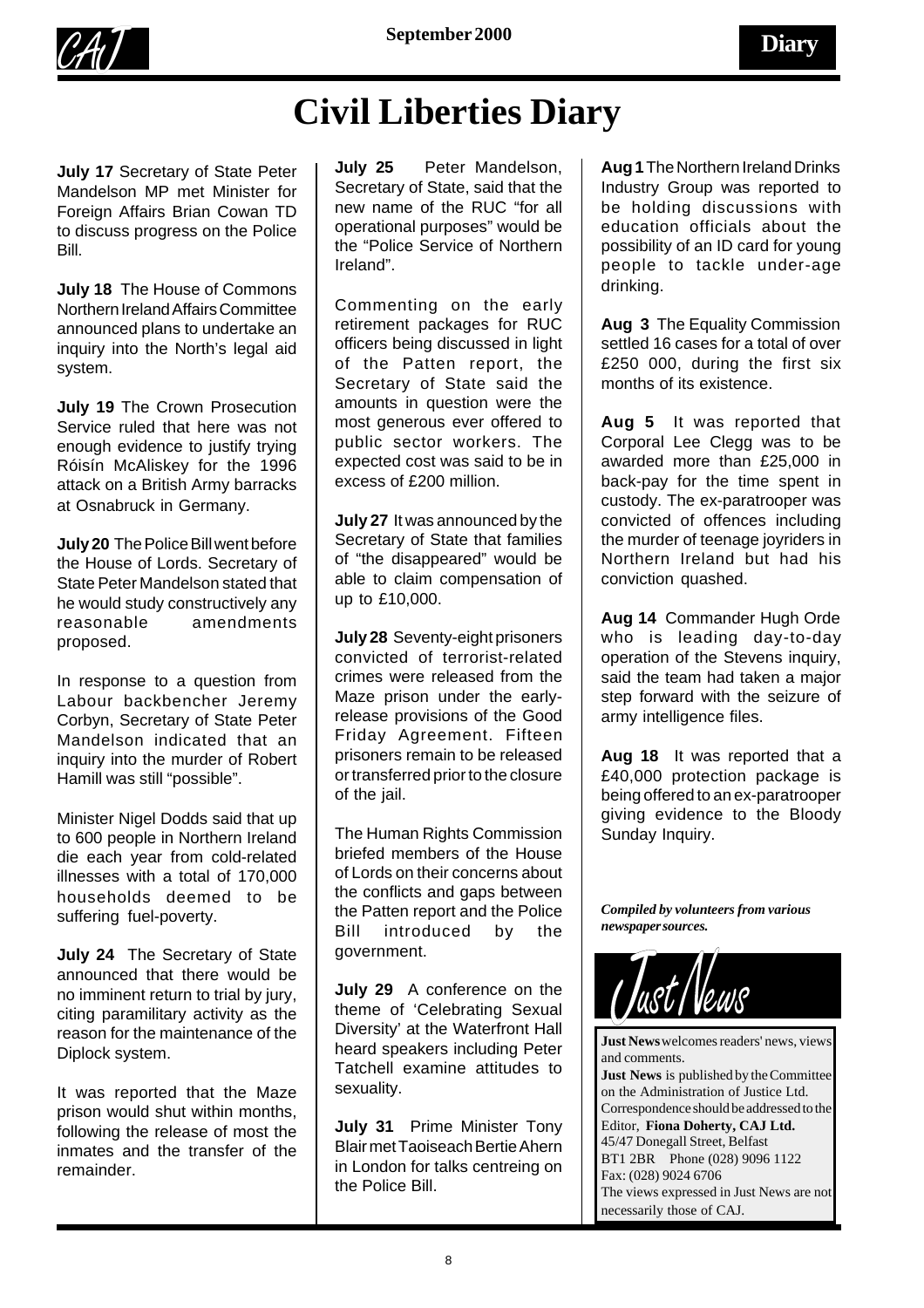# Civil Liberties Diary

**July 17** Secretary of State Peter Mandelson MP met Minister for Foreign Affairs Brian Cowan TD to discuss progress on the Police Bill.

**July 18** The House of Commons Northern Ireland Affairs Committee announced plans to undertake an inquiry into the North's legal aid system.

**July 19** The Crown Prosecution Service ruled that here was not enough evidence to justify trying Róisín McAliskey for the 1996 attack on a British Army barracks at Osnabruck in Germany.

**July 20** The Police Bill went before the House of Lords. Secretary of State Peter Mandelson stated that he would study constructively any reasonable amendments proposed.

In response to a question from Labour backbencher Jeremy Corbyn, Secretary of State Peter Mandelson indicated that an inquiry into the murder of Robert Hamill was still "possible".

Minister Nigel Dodds said that up to 600 people in Northern Ireland die each year from cold-related illnesses with a total of 170,000 households deemed to be suffering fuel-poverty.

**July 24** The Secretary of State announced that there would be no imminent return to trial by jury, citing paramilitary activity as the reason for the maintenance of the Diplock system.

It was reported that the Maze prison would shut within months, following the release of most the inmates and the transfer of the remainder.

**July 25** Peter Mandelson, Secretary of State, said that the new name of the RUC "for all operational purposes" would be the "Police Service of Northern Ireland".

Commenting on the early retirement packages for RUC officers being discussed in light of the Patten report, the Secretary of State said the amounts in question were the most generous ever offered to public sector workers. The expected cost was said to be in excess of £200 million.

**July 27** It was announced by the Secretary of State that families of "the disappeared" would be able to claim compensation of up to £10,000.

**July 28** Seventy-eight prisoners convicted of terrorist-related crimes were released from the Maze prison under the early-release provisions of the Good Friday Agreement. Fifteen prisoners remain to be released or transferred prior to the closure of the jail.

The Human Rights Commission briefed members of the House of Lords on their concerns about the conflicts and gaps between the Patten report and the Police Bill introduced by the government.

**July 29** A conference on the theme of 'Celebrating Sexual Diversity' at the Waterfront Hall heard speakers including Peter Tatchell examine attitudes to sexuality.

**July 31** Prime Minister Tony Blair met Taoiseach Bertie Ahern in London for talks centreing on the Police Bill.

**Aug 1** The Northern Ireland Drinks Industry Group was reported to be holding discussions with education officials about the possibility of an ID card for young people to tackle under-age drinking.

**Aug 3** The Equality Commission settled 16 cases for a total of over £250 000, during the first six months of its existence.

**Aug 5** It was reported that Corporal Lee Clegg was to be awarded more than £25,000 in back-pay for the time spent in custody. The ex-paratrooper was convicted of offences including the murder of teenage joyriders in Northern Ireland but had his conviction quashed.

**Aug 14** Commander Hugh Orde who is leading day-to-day operation of the Stevens inquiry, said the team had taken a major step forward with the seizure of army intelligence files.

**Aug 18** It was reported that a £40,000 protection package is being offered to an ex-paratrooper giving evidence to the Bloody Sunday Inquiry.

***Compiled by volunteers from various newspaper sources.***

Just News

**Just News** welcomes readers' news, views and comments.
**Just News** is published by the Committee on the Administration of Justice Ltd.
Correspondence should be addressed to the Editor, **Fiona Doherty, CAJ Ltd.**
45/47 Donegall Street, Belfast
BT1 2BR Phone (028) 9096 1122
Fax: (028) 9024 6706
The views expressed in Just News are not necessarily those of CAJ.